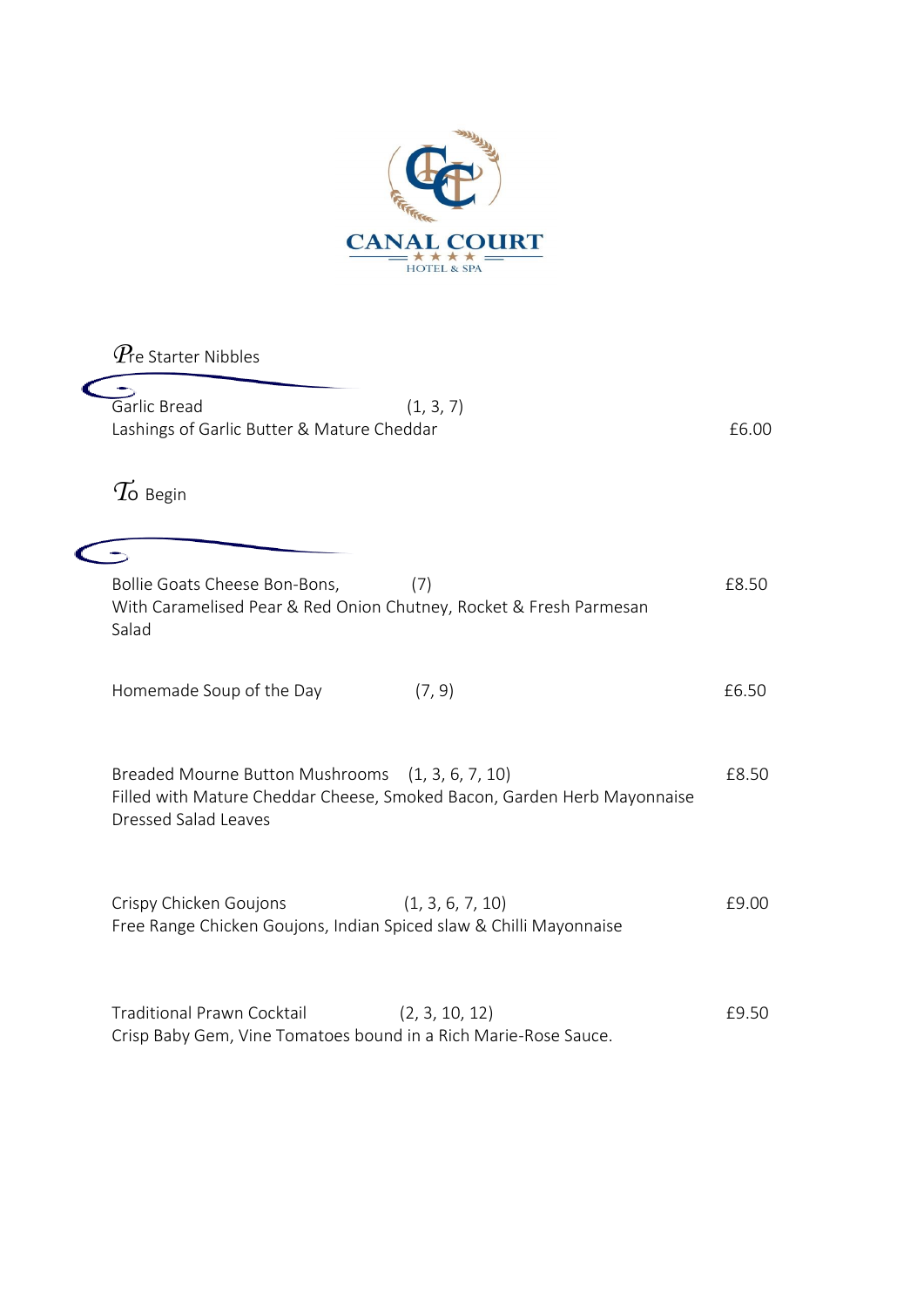# CANAL COURT

HOTEL & SPA

## Pre Starter Nibbles

Garlic Bread (1, 3, 7)
Lashings of Garlic Butter & Mature Cheddar £6.00

## To Begin

Bollie Goats Cheese Bon-Bons, (7) £8.50
With Caramelised Pear & Red Onion Chutney, Rocket & Fresh Parmesan Salad

Homemade Soup of the Day (7, 9) £6.50

Breaded Mourne Button Mushrooms (1, 3, 6, 7, 10) £8.50
Filled with Mature Cheddar Cheese, Smoked Bacon, Garden Herb Mayonnaise Dressed Salad Leaves

Crispy Chicken Goujons (1, 3, 6, 7, 10) £9.00
Free Range Chicken Goujons, Indian Spiced slaw & Chilli Mayonnaise

Traditional Prawn Cocktail (2, 3, 10, 12) £9.50
Crisp Baby Gem, Vine Tomatoes bound in a Rich Marie-Rose Sauce.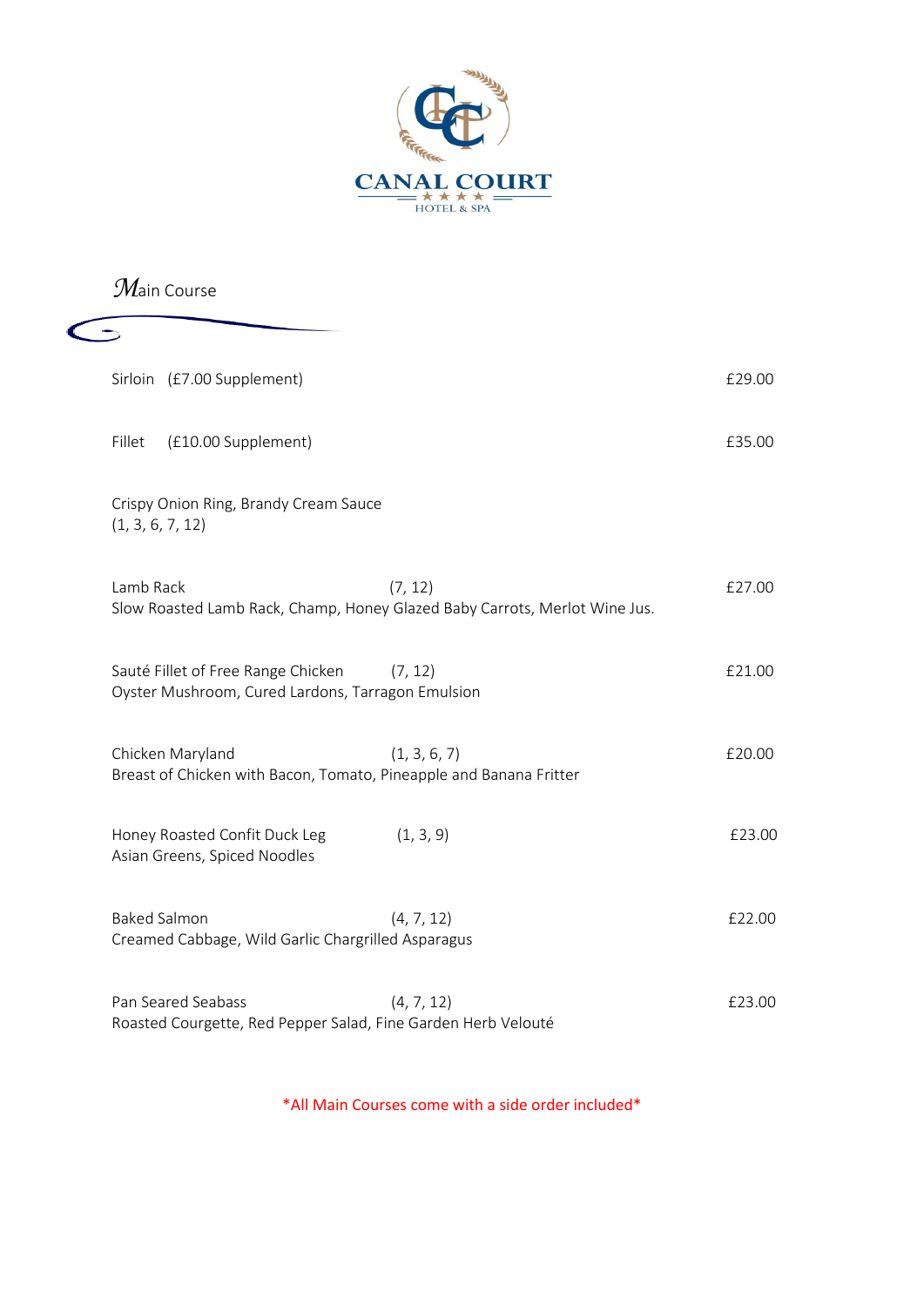# CANAL COURT

HOTEL & SPA

## Main Course

Sirloin (£7.00 Supplement) £29.00

Fillet (£10.00 Supplement) £35.00

Crispy Onion Ring, Brandy Cream Sauce
(1, 3, 6, 7, 12)

**Lamb Rack** (7, 12) £27.00
Slow Roasted Lamb Rack, Champ, Honey Glazed Baby Carrots, Merlot Wine Jus.

**Sauté Fillet of Free Range Chicken** (7, 12) £21.00
Oyster Mushroom, Cured Lardons, Tarragon Emulsion

**Chicken Maryland** (1, 3, 6, 7) £20.00
Breast of Chicken with Bacon, Tomato, Pineapple and Banana Fritter

**Honey Roasted Confit Duck Leg** (1, 3, 9) £23.00
Asian Greens, Spiced Noodles

**Baked Salmon** (4, 7, 12) £22.00
Creamed Cabbage, Wild Garlic Chargrilled Asparagus

**Pan Seared Seabass** (4, 7, 12) £23.00
Roasted Courgette, Red Pepper Salad, Fine Garden Herb Velouté

*All Main Courses come with a side order included*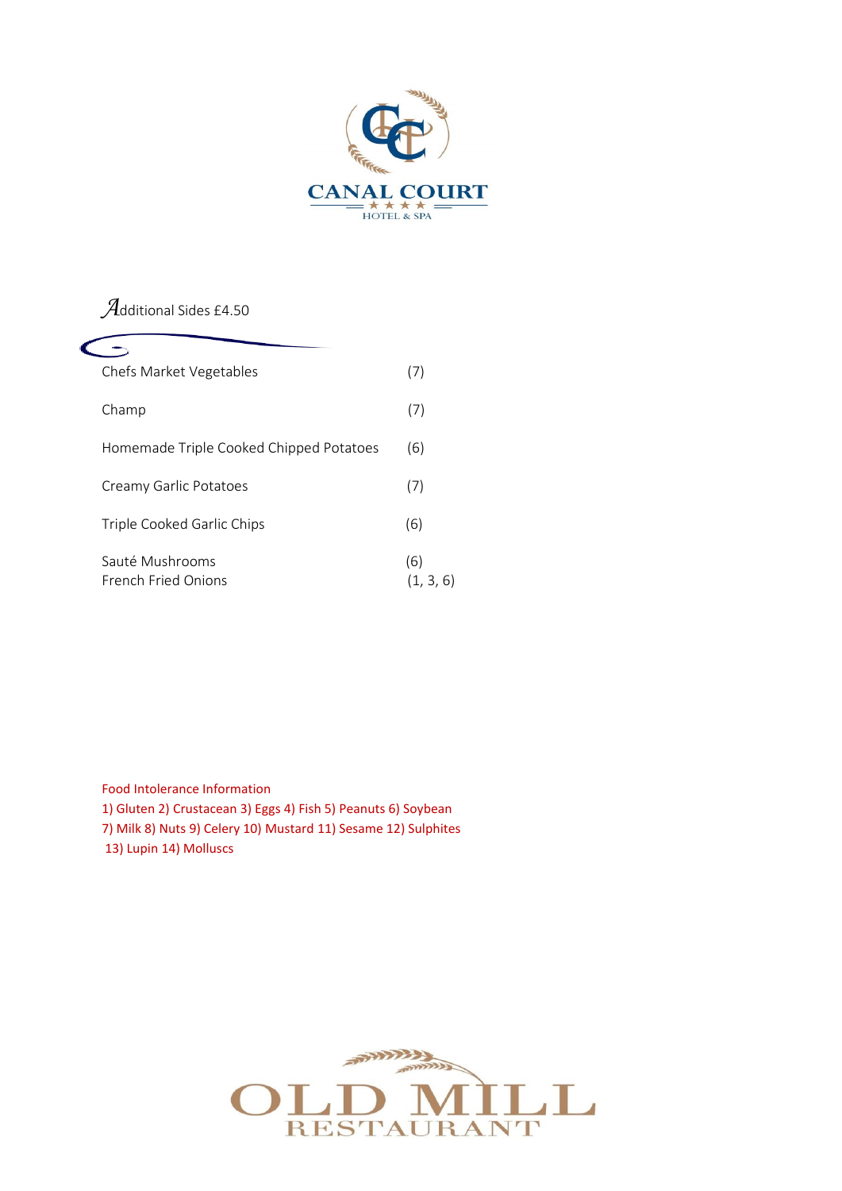CANAL COURT

★★★★

HOTEL & SPA

## Additional Sides £4.50

| | |
|---|---|
| Chefs Market Vegetables | (7) |
| Champ | (7) |
| Homemade Triple Cooked Chipped Potatoes | (6) |
| Creamy Garlic Potatoes | (7) |
| Triple Cooked Garlic Chips | (6) |
| Sauté Mushrooms | (6) |
| French Fried Onions | (1, 3, 6) |

Food Intolerance Information
1) Gluten 2) Crustacean 3) Eggs 4) Fish 5) Peanuts 6) Soybean
7) Milk 8) Nuts 9) Celery 10) Mustard 11) Sesame 12) Sulphites
13) Lupin 14) Molluscs

OLD MILL
RESTAURANT